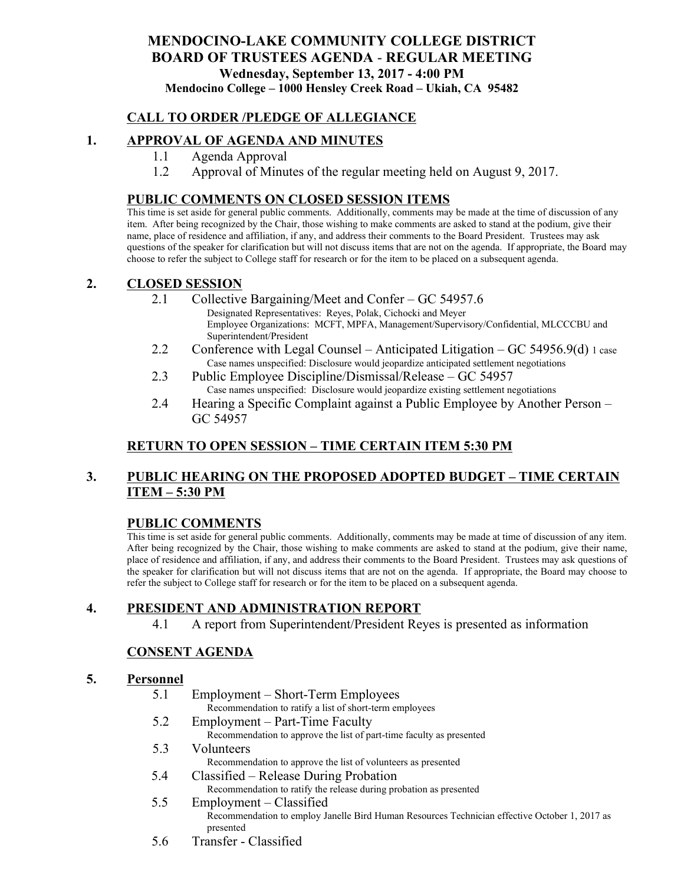# MENDOCINO-LAKE COMMUNITY COLLEGE DISTRICT
# BOARD OF TRUSTEES AGENDA - REGULAR MEETING

**Wednesday, September 13, 2017 - 4:00 PM**

**Mendocino College – 1000 Hensley Creek Road – Ukiah, CA 95482**

## CALL TO ORDER /PLEDGE OF ALLEGIANCE

## 1. APPROVAL OF AGENDA AND MINUTES

1.1 Agenda Approval

1.2 Approval of Minutes of the regular meeting held on August 9, 2017.

## PUBLIC COMMENTS ON CLOSED SESSION ITEMS

This time is set aside for general public comments. Additionally, comments may be made at the time of discussion of any item. After being recognized by the Chair, those wishing to make comments are asked to stand at the podium, give their name, place of residence and affiliation, if any, and address their comments to the Board President. Trustees may ask questions of the speaker for clarification but will not discuss items that are not on the agenda. If appropriate, the Board may choose to refer the subject to College staff for research or for the item to be placed on a subsequent agenda.

## 2. CLOSED SESSION

2.1 Collective Bargaining/Meet and Confer – GC 54957.6
   Designated Representatives: Reyes, Polak, Cichocki and Meyer
   Employee Organizations: MCFT, MPFA, Management/Supervisory/Confidential, MLCCCBU and Superintendent/President

2.2 Conference with Legal Counsel – Anticipated Litigation – GC 54956.9(d) 1 case
   Case names unspecified: Disclosure would jeopardize anticipated settlement negotiations

2.3 Public Employee Discipline/Dismissal/Release – GC 54957
   Case names unspecified: Disclosure would jeopardize existing settlement negotiations

2.4 Hearing a Specific Complaint against a Public Employee by Another Person – GC 54957

## RETURN TO OPEN SESSION – TIME CERTAIN ITEM 5:30 PM

## 3. PUBLIC HEARING ON THE PROPOSED ADOPTED BUDGET – TIME CERTAIN ITEM – 5:30 PM

## PUBLIC COMMENTS

This time is set aside for general public comments. Additionally, comments may be made at time of discussion of any item. After being recognized by the Chair, those wishing to make comments are asked to stand at the podium, give their name, place of residence and affiliation, if any, and address their comments to the Board President. Trustees may ask questions of the speaker for clarification but will not discuss items that are not on the agenda. If appropriate, the Board may choose to refer the subject to College staff for research or for the item to be placed on a subsequent agenda.

## 4. PRESIDENT AND ADMINISTRATION REPORT

4.1 A report from Superintendent/President Reyes is presented as information

## CONSENT AGENDA

## 5. Personnel

5.1 Employment – Short-Term Employees
   Recommendation to ratify a list of short-term employees

5.2 Employment – Part-Time Faculty
   Recommendation to approve the list of part-time faculty as presented

5.3 Volunteers
   Recommendation to approve the list of volunteers as presented

5.4 Classified – Release During Probation
   Recommendation to ratify the release during probation as presented

5.5 Employment – Classified
   Recommendation to employ Janelle Bird Human Resources Technician effective October 1, 2017 as presented

5.6 Transfer - Classified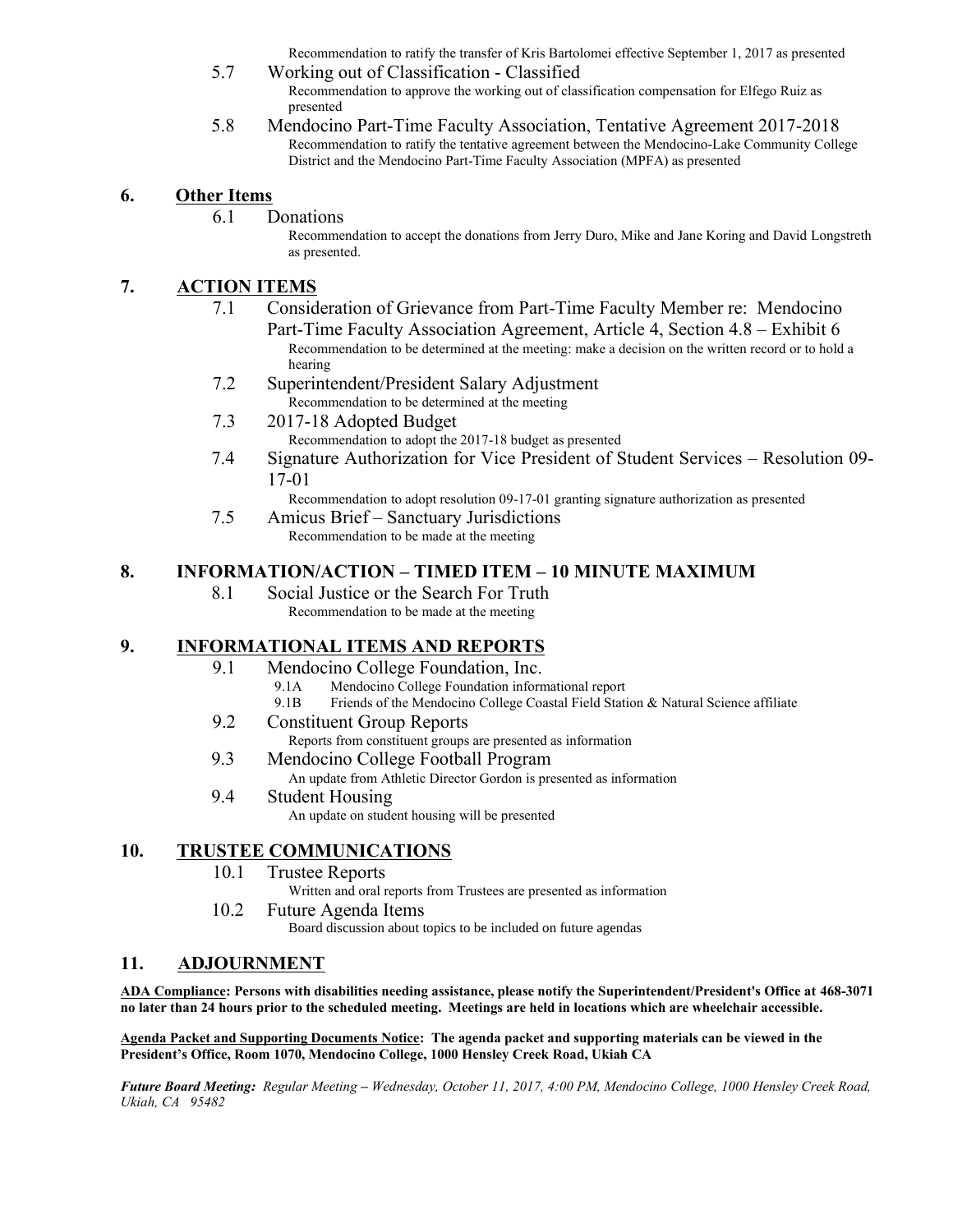Recommendation to ratify the transfer of Kris Bartolomei effective September 1, 2017 as presented

5.7 Working out of Classification - Classified

Recommendation to approve the working out of classification compensation for Elfego Ruiz as presented

5.8 Mendocino Part-Time Faculty Association, Tentative Agreement 2017-2018

Recommendation to ratify the tentative agreement between the Mendocino-Lake Community College District and the Mendocino Part-Time Faculty Association (MPFA) as presented

## 6. Other Items

6.1 Donations

Recommendation to accept the donations from Jerry Duro, Mike and Jane Koring and David Longstreth as presented.

## 7. ACTION ITEMS

7.1 Consideration of Grievance from Part-Time Faculty Member re: Mendocino Part-Time Faculty Association Agreement, Article 4, Section 4.8 – Exhibit 6

Recommendation to be determined at the meeting: make a decision on the written record or to hold a hearing

7.2 Superintendent/President Salary Adjustment

Recommendation to be determined at the meeting

7.3 2017-18 Adopted Budget

Recommendation to adopt the 2017-18 budget as presented

7.4 Signature Authorization for Vice President of Student Services – Resolution 09-17-01

Recommendation to adopt resolution 09-17-01 granting signature authorization as presented

7.5 Amicus Brief – Sanctuary Jurisdictions

Recommendation to be made at the meeting

## 8. INFORMATION/ACTION – TIMED ITEM – 10 MINUTE MAXIMUM

8.1 Social Justice or the Search For Truth

Recommendation to be made at the meeting

## 9. INFORMATIONAL ITEMS AND REPORTS

9.1 Mendocino College Foundation, Inc.

- 9.1A Mendocino College Foundation informational report
- 9.1B Friends of the Mendocino College Coastal Field Station & Natural Science affiliate

9.2 Constituent Group Reports

Reports from constituent groups are presented as information

9.3 Mendocino College Football Program

An update from Athletic Director Gordon is presented as information

9.4 Student Housing

An update on student housing will be presented

## 10. TRUSTEE COMMUNICATIONS

10.1 Trustee Reports

Written and oral reports from Trustees are presented as information

10.2 Future Agenda Items

Board discussion about topics to be included on future agendas

## 11. ADJOURNMENT

**ADA Compliance: Persons with disabilities needing assistance, please notify the Superintendent/President's Office at 468-3071 no later than 24 hours prior to the scheduled meeting. Meetings are held in locations which are wheelchair accessible.**

**Agenda Packet and Supporting Documents Notice: The agenda packet and supporting materials can be viewed in the President's Office, Room 1070, Mendocino College, 1000 Hensley Creek Road, Ukiah CA**

***Future Board Meeting:** Regular Meeting – Wednesday, October 11, 2017, 4:00 PM, Mendocino College, 1000 Hensley Creek Road, Ukiah, CA 95482*